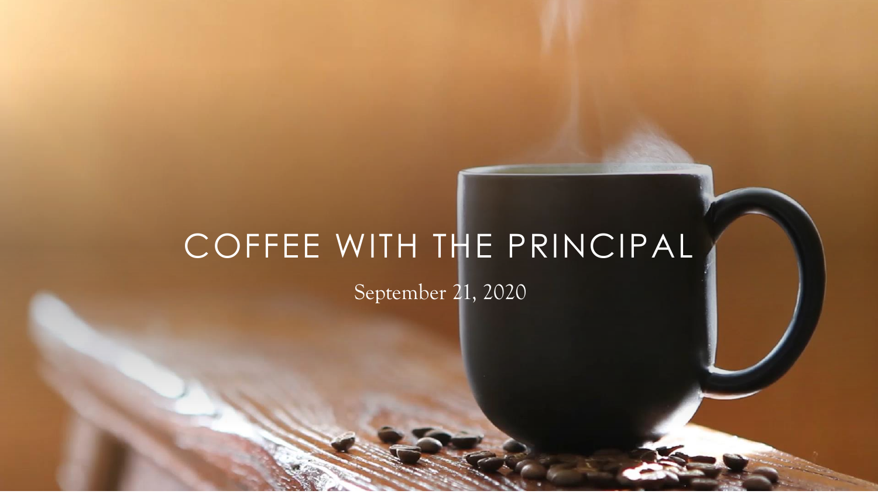# COFFEE WITH THE PRINCIPAL

September 21, 2020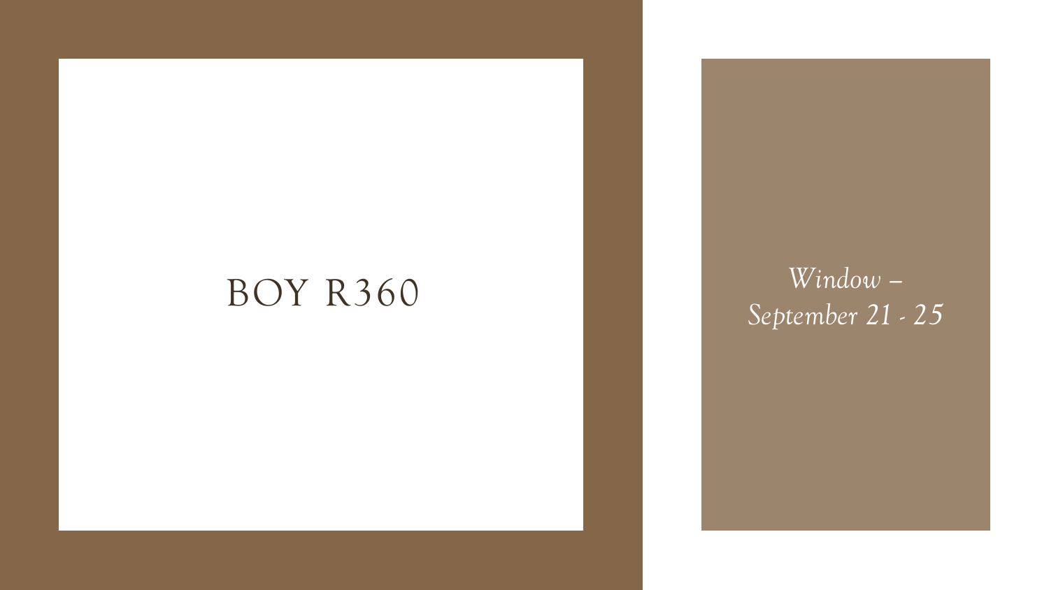# BOY R360

*Window – September 21 - 25*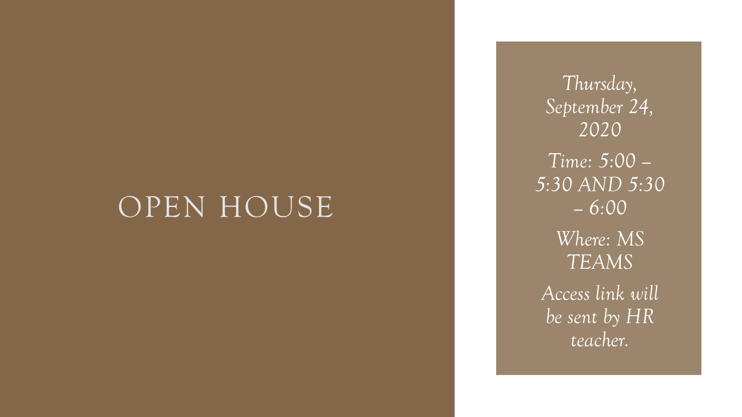# OPEN HOUSE

*Thursday, September 24, 2020*

*Time: 5:00 – 5:30 AND 5:30 – 6:00*

*Where: MS TEAMS*

*Access link will be sent by HR teacher.*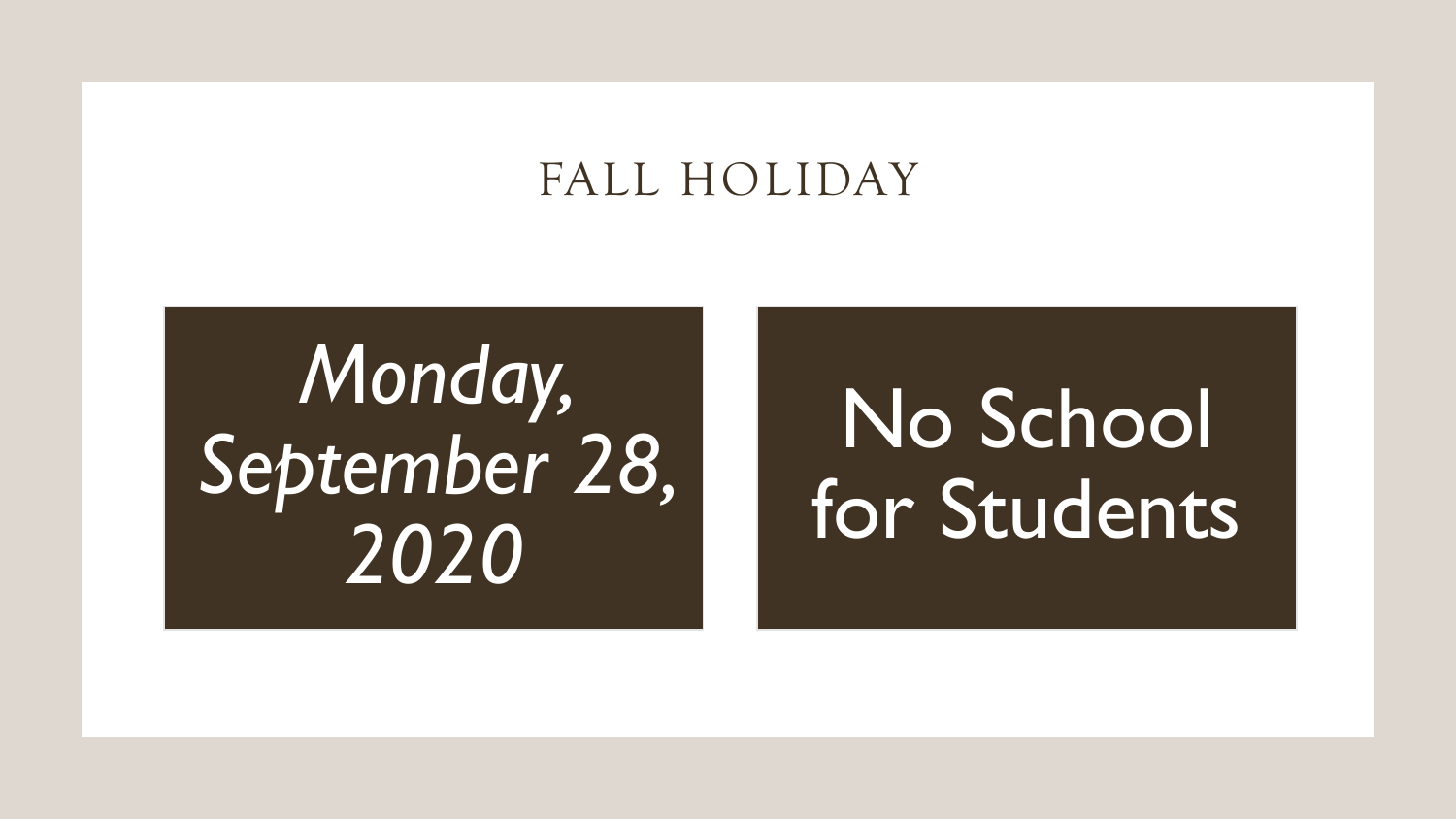# FALL HOLIDAY

*Monday, September 28, 2020*

No School for Students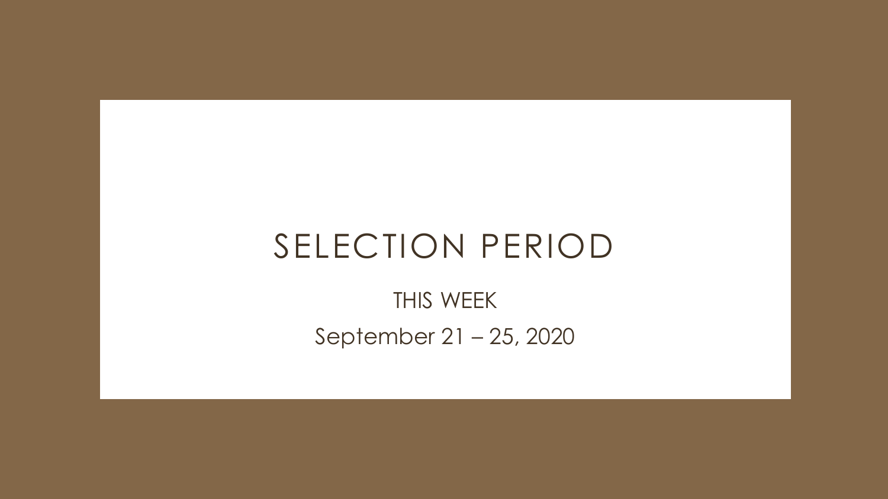# SELECTION PERIOD

THIS WEEK

September 21 – 25, 2020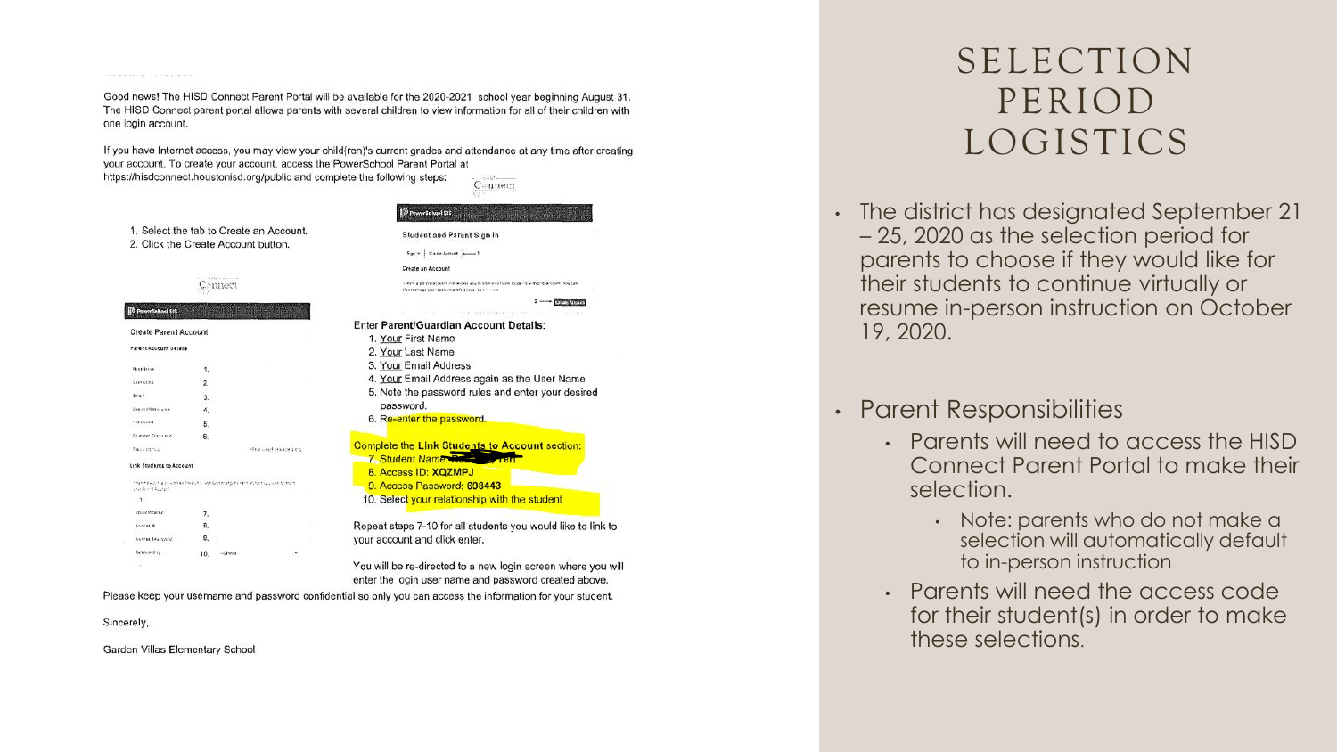Good news! The HISD Connect Parent Portal will be available for the 2020-2021 school year beginning August 31. The HISD Connect parent portal allows parents with several children to view information for all of their children with one login account.

If you have Internet access, you may view your child(ren)'s current grades and attendance at any time after creating your account. To create your account, access the PowerSchool Parent Portal at https://hisdconnect.houstonisd.org/public and complete the following steps:

1. Select the tab to Create an Account.
2. Click the Create Account button.

Enter **Parent/Guardian Account Details**:

1. Your First Name
2. Your Last Name
3. Your Email Address
4. Your Email Address again as the User Name
5. Note the password rules and enter your desired password.
6. Re-enter the password.

Complete the **Link Students to Account** section:

7. Student Name:
8. Access ID: **XQZMPJ**
9. Access Password: **698443**
10. Select your relationship with the student

Repeat steps 7-10 for all students you would like to link to your account and click enter.

You will be re-directed to a new login screen where you will enter the login user name and password created above.

Please keep your username and password confidential so only you can access the information for your student.

Sincerely,

Garden Villas Elementary School

# SELECTION PERIOD LOGISTICS

- The district has designated September 21 – 25, 2020 as the selection period for parents to choose if they would like for their students to continue virtually or resume in-person instruction on October 19, 2020.
- Parent Responsibilities
  - Parents will need to access the HISD Connect Parent Portal to make their selection.
    - Note: parents who do not make a selection will automatically default to in-person instruction
  - Parents will need the access code for their student(s) in order to make these selections.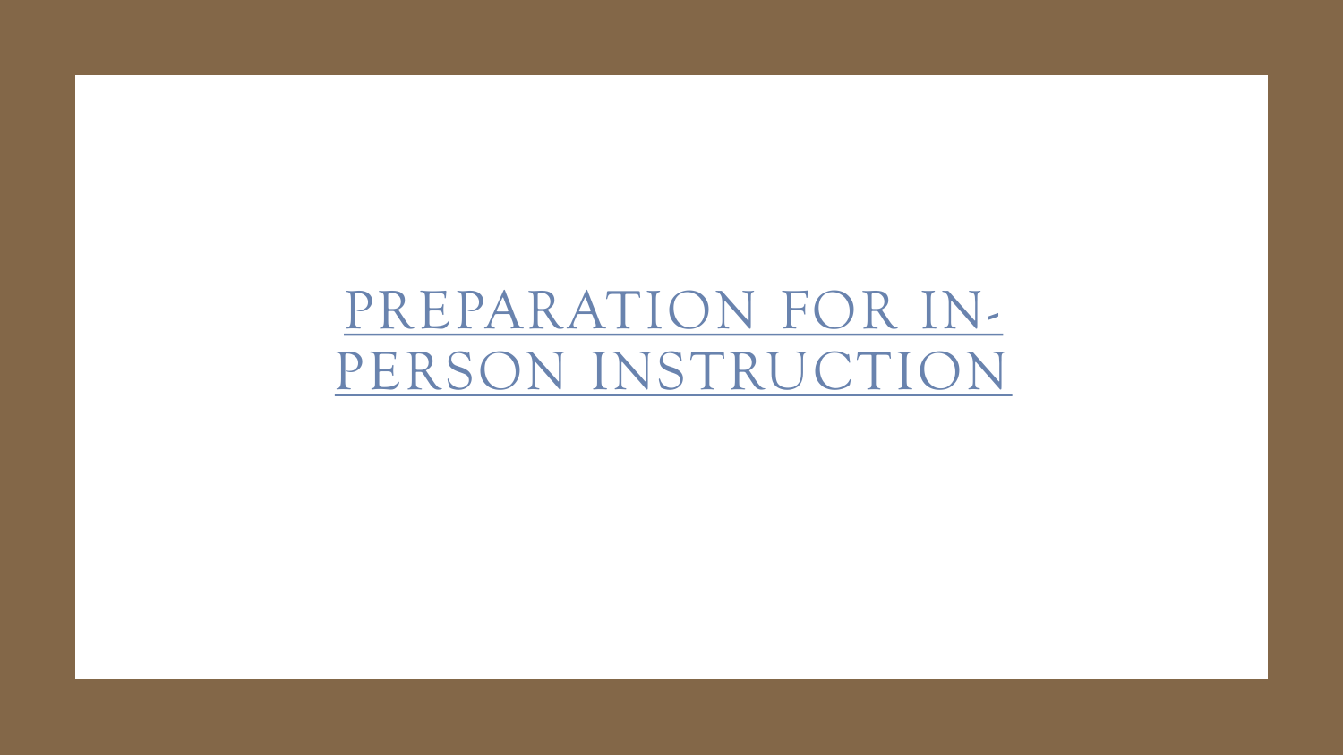# PREPARATION FOR IN-PERSON INSTRUCTION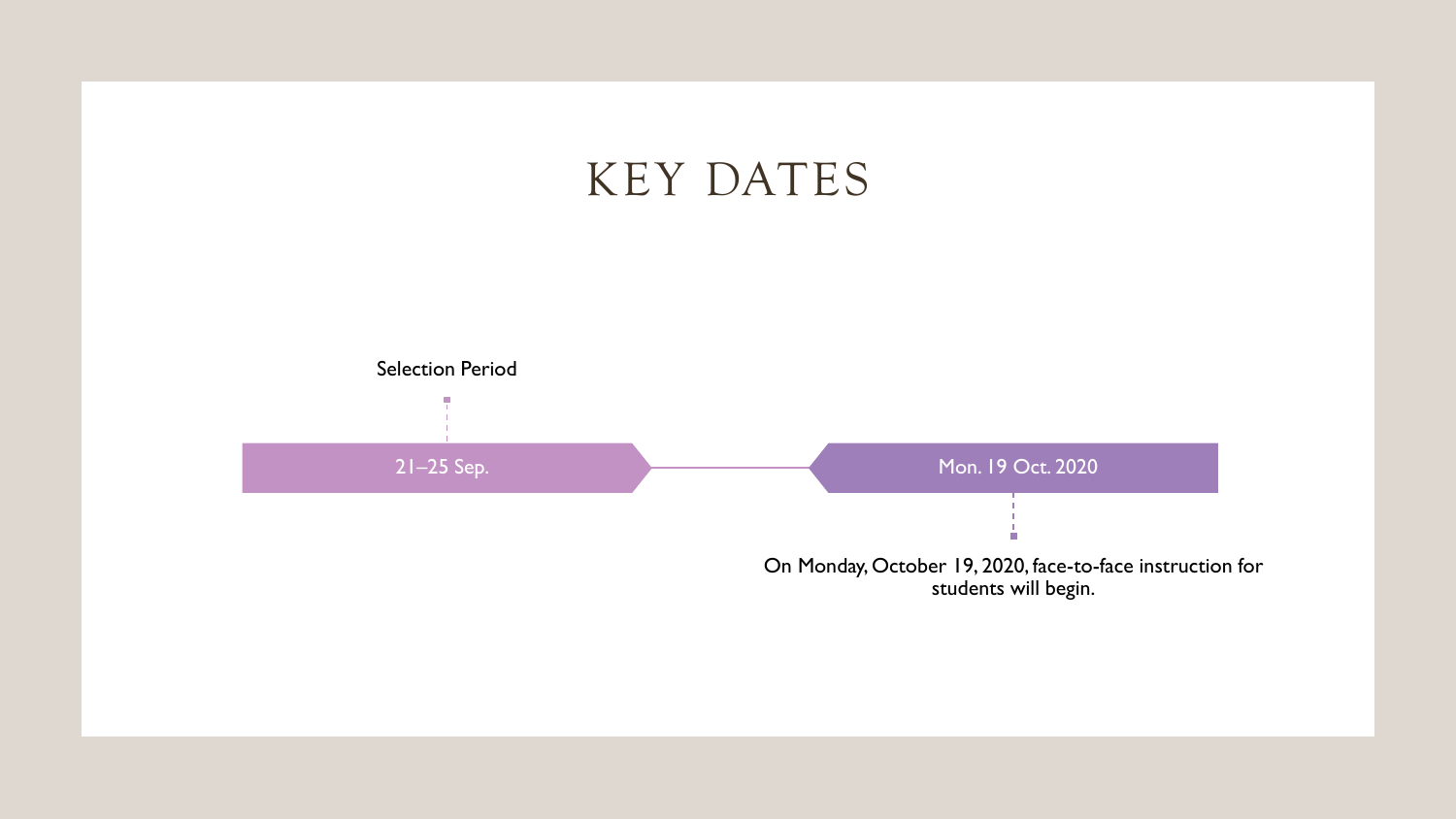# KEY DATES

Selection Period

21–25 Sep.

Mon. 19 Oct. 2020

On Monday, October 19, 2020, face-to-face instruction for students will begin.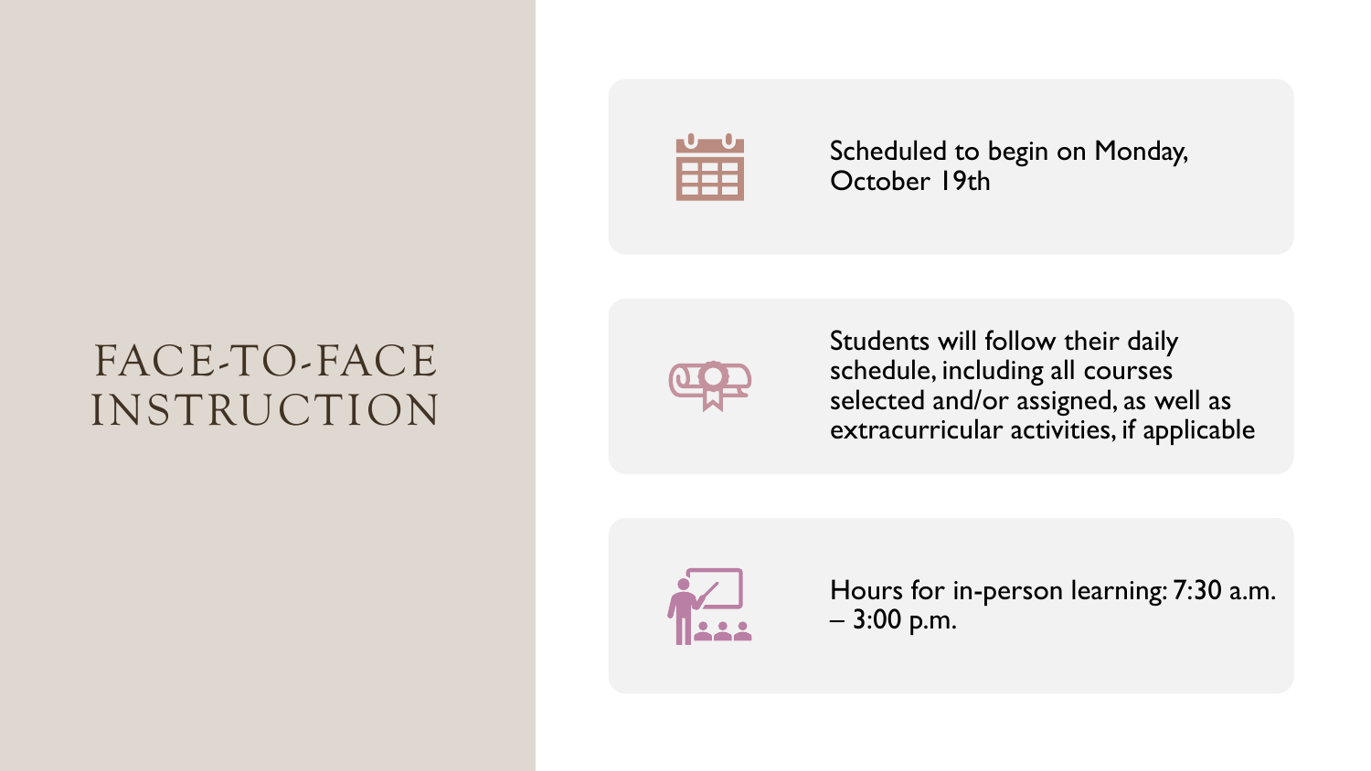# FACE-TO-FACE INSTRUCTION

- Scheduled to begin on Monday, October 19th
- Students will follow their daily schedule, including all courses selected and/or assigned, as well as extracurricular activities, if applicable
- Hours for in-person learning: 7:30 a.m. – 3:00 p.m.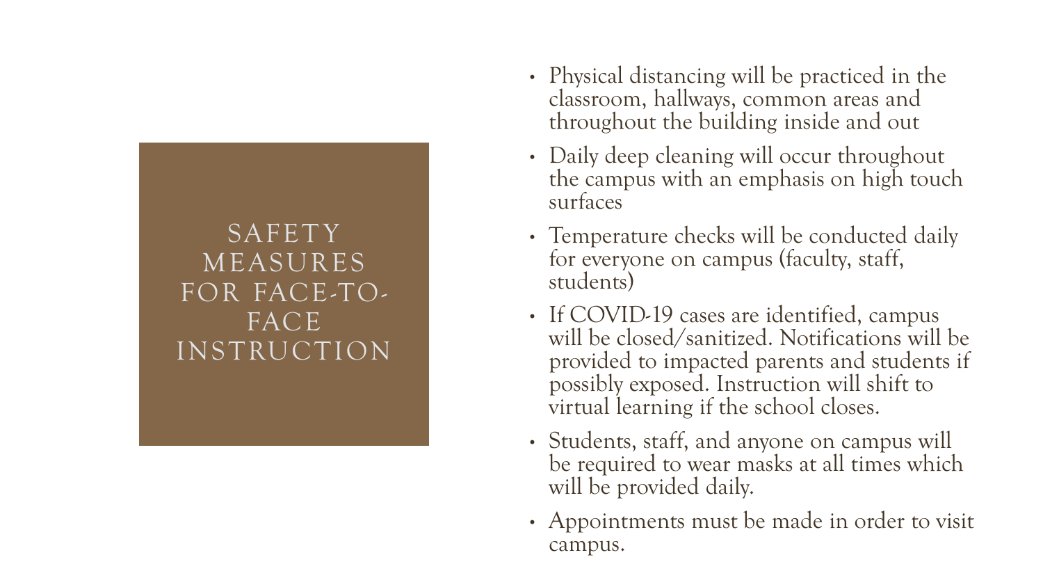# SAFETY MEASURES FOR FACE-TO-FACE INSTRUCTION

- Physical distancing will be practiced in the classroom, hallways, common areas and throughout the building inside and out
- Daily deep cleaning will occur throughout the campus with an emphasis on high touch surfaces
- Temperature checks will be conducted daily for everyone on campus (faculty, staff, students)
- If COVID-19 cases are identified, campus will be closed/sanitized. Notifications will be provided to impacted parents and students if possibly exposed. Instruction will shift to virtual learning if the school closes.
- Students, staff, and anyone on campus will be required to wear masks at all times which will be provided daily.
- Appointments must be made in order to visit campus.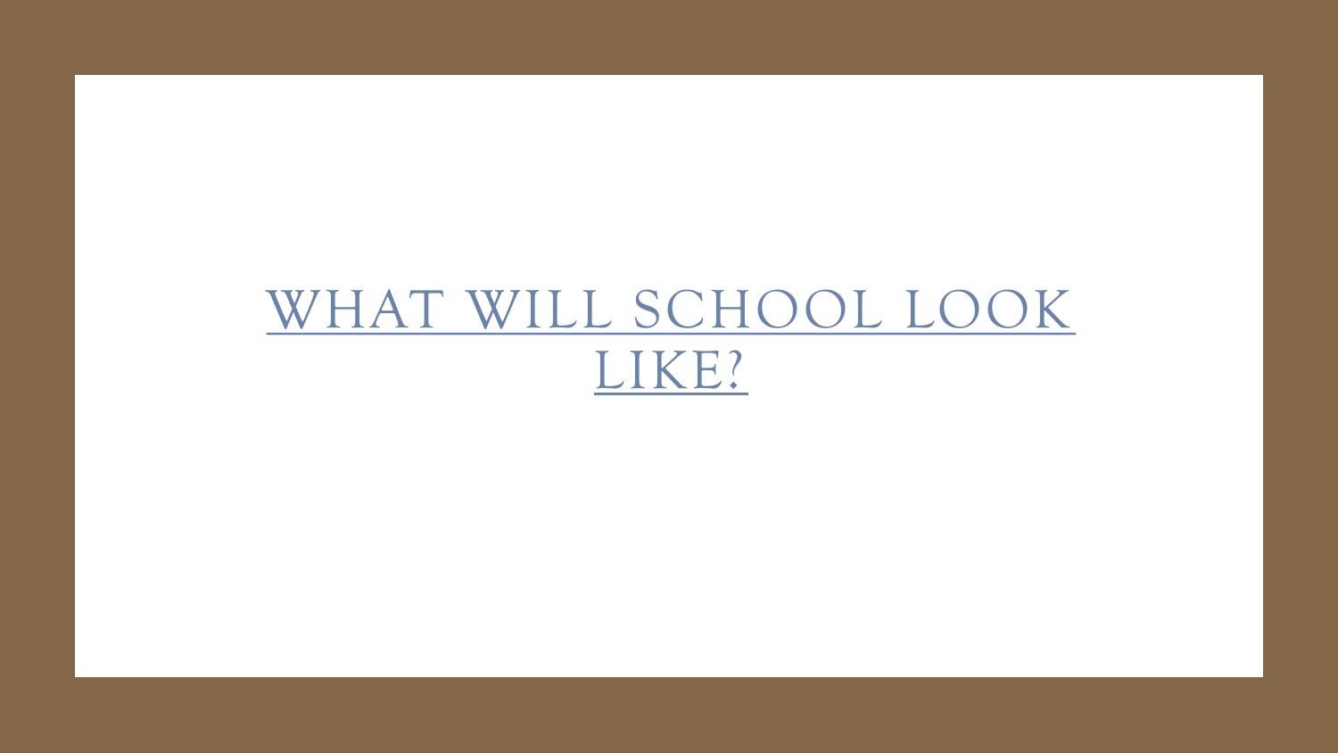# WHAT WILL SCHOOL LOOK LIKE?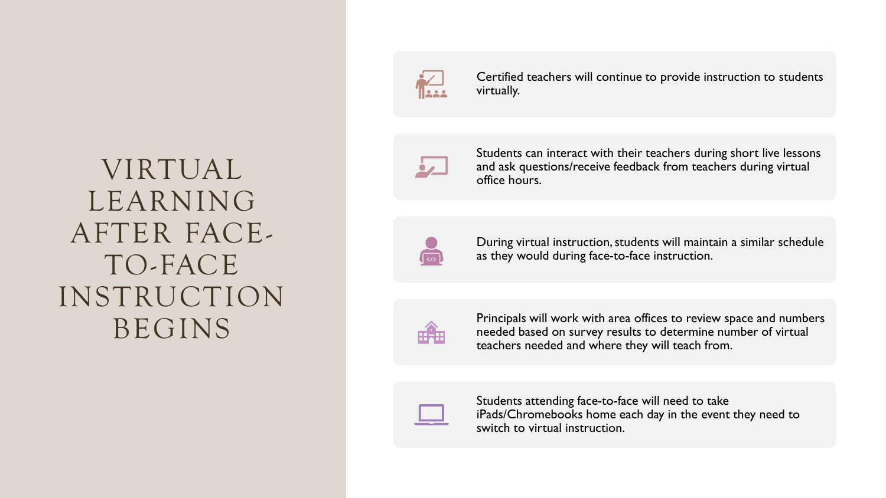# VIRTUAL LEARNING AFTER FACE-TO-FACE INSTRUCTION BEGINS

- Certified teachers will continue to provide instruction to students virtually.
- Students can interact with their teachers during short live lessons and ask questions/receive feedback from teachers during virtual office hours.
- During virtual instruction, students will maintain a similar schedule as they would during face-to-face instruction.
- Principals will work with area offices to review space and numbers needed based on survey results to determine number of virtual teachers needed and where they will teach from.
- Students attending face-to-face will need to take iPads/Chromebooks home each day in the event they need to switch to virtual instruction.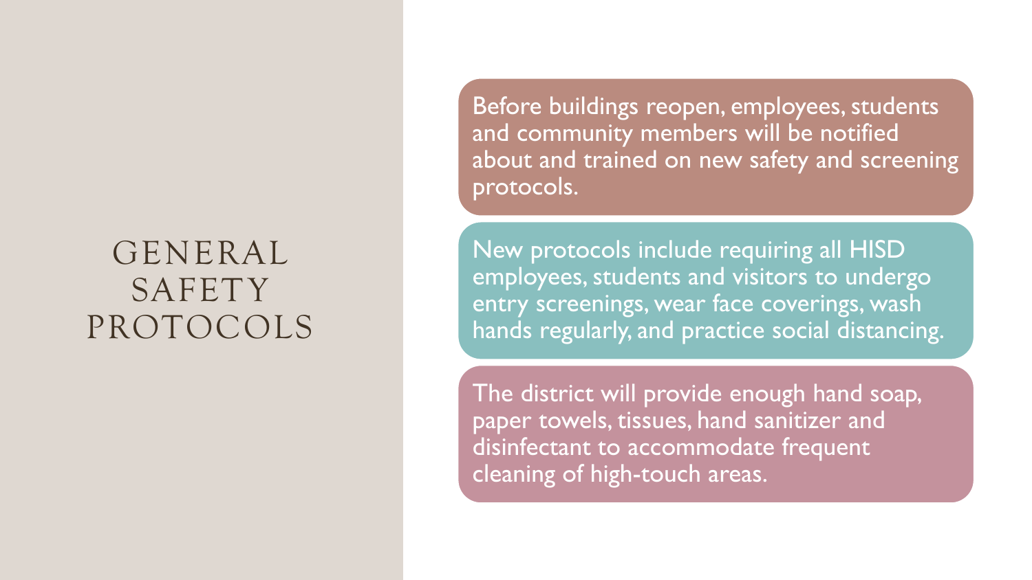# GENERAL SAFETY PROTOCOLS

Before buildings reopen, employees, students and community members will be notified about and trained on new safety and screening protocols.

New protocols include requiring all HISD employees, students and visitors to undergo entry screenings, wear face coverings, wash hands regularly, and practice social distancing.

The district will provide enough hand soap, paper towels, tissues, hand sanitizer and disinfectant to accommodate frequent cleaning of high-touch areas.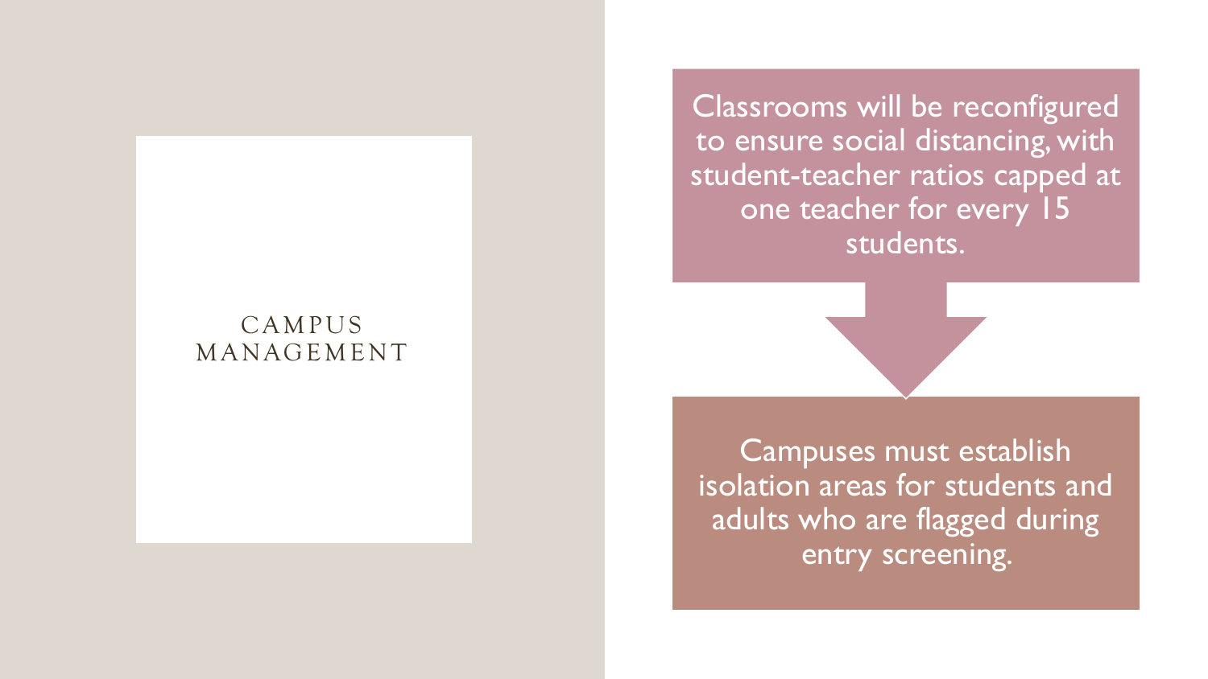# CAMPUS MANAGEMENT

Classrooms will be reconfigured to ensure social distancing, with student-teacher ratios capped at one teacher for every 15 students.

Campuses must establish isolation areas for students and adults who are flagged during entry screening.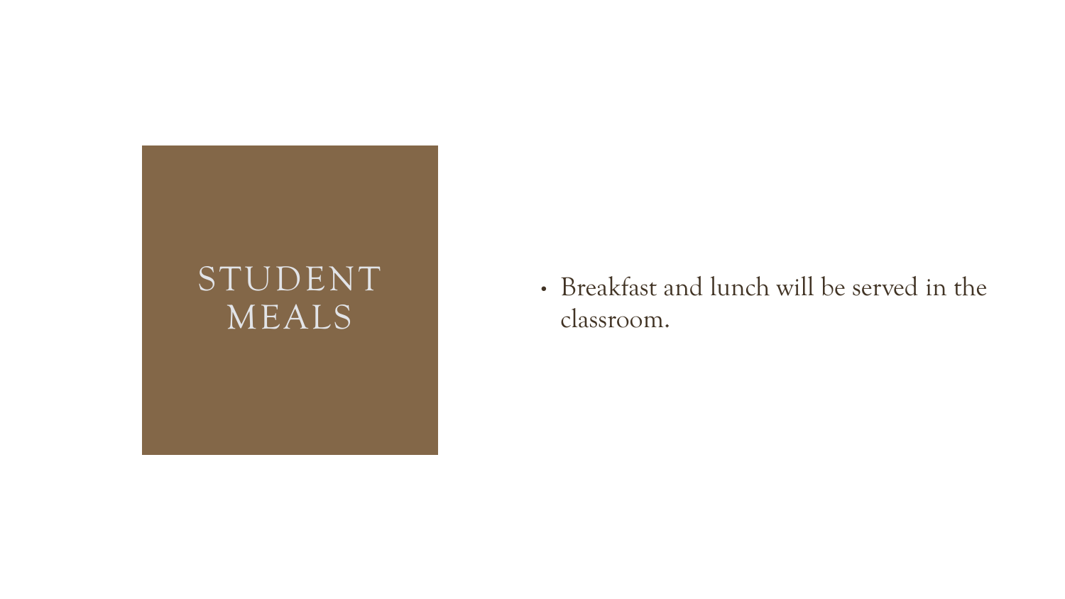# STUDENT MEALS

- Breakfast and lunch will be served in the classroom.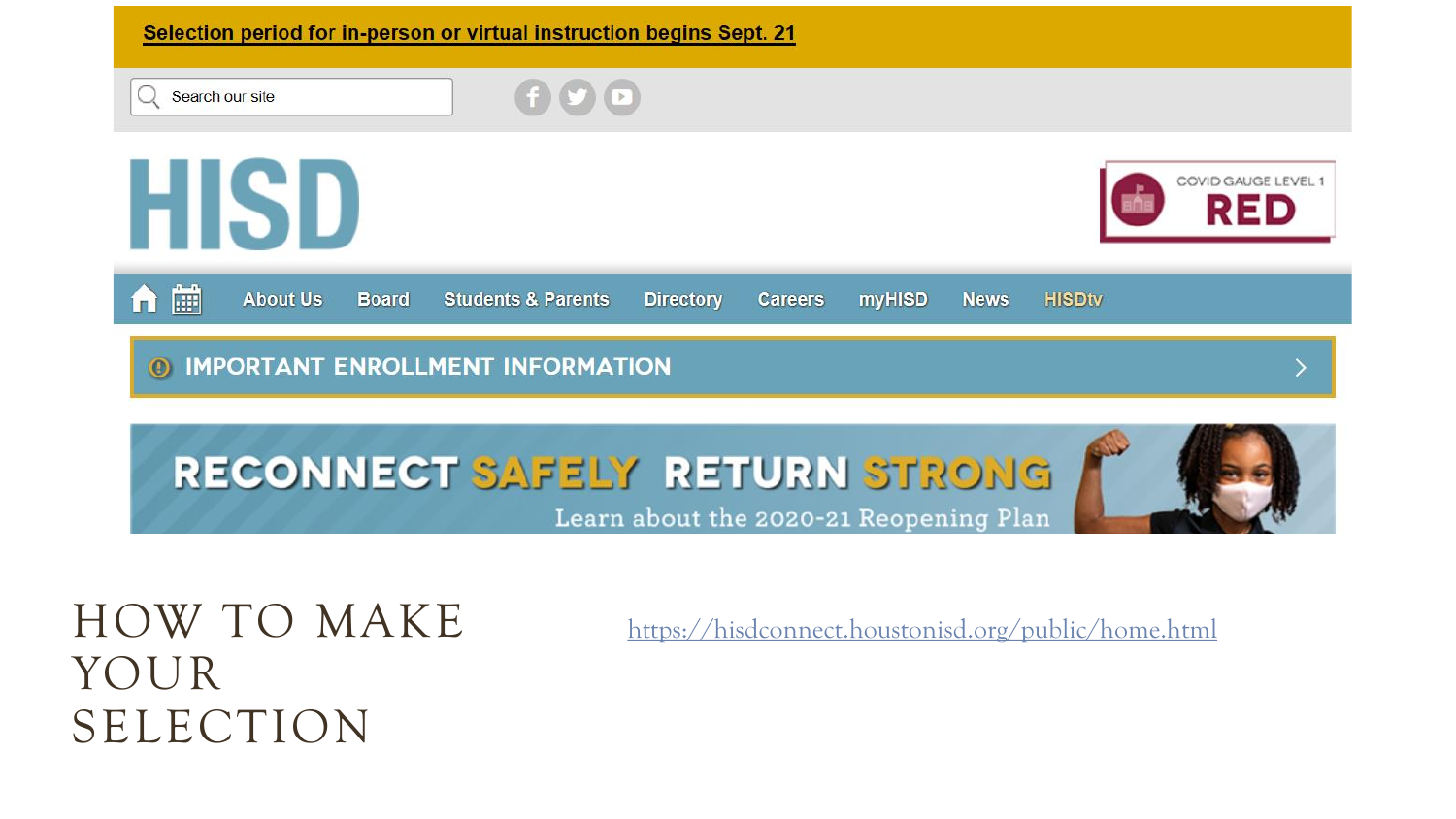Selection period for in-person or virtual instruction begins Sept. 21

Search our site

HISD

COVID GAUGE LEVEL 1 RED

About Us Board Students & Parents Directory Careers myHISD News HISDtv

IMPORTANT ENROLLMENT INFORMATION

RECONNECT SAFELY RETURN STRONG

Learn about the 2020-21 Reopening Plan

# HOW TO MAKE YOUR SELECTION

https://hisdconnect.houstonisd.org/public/home.html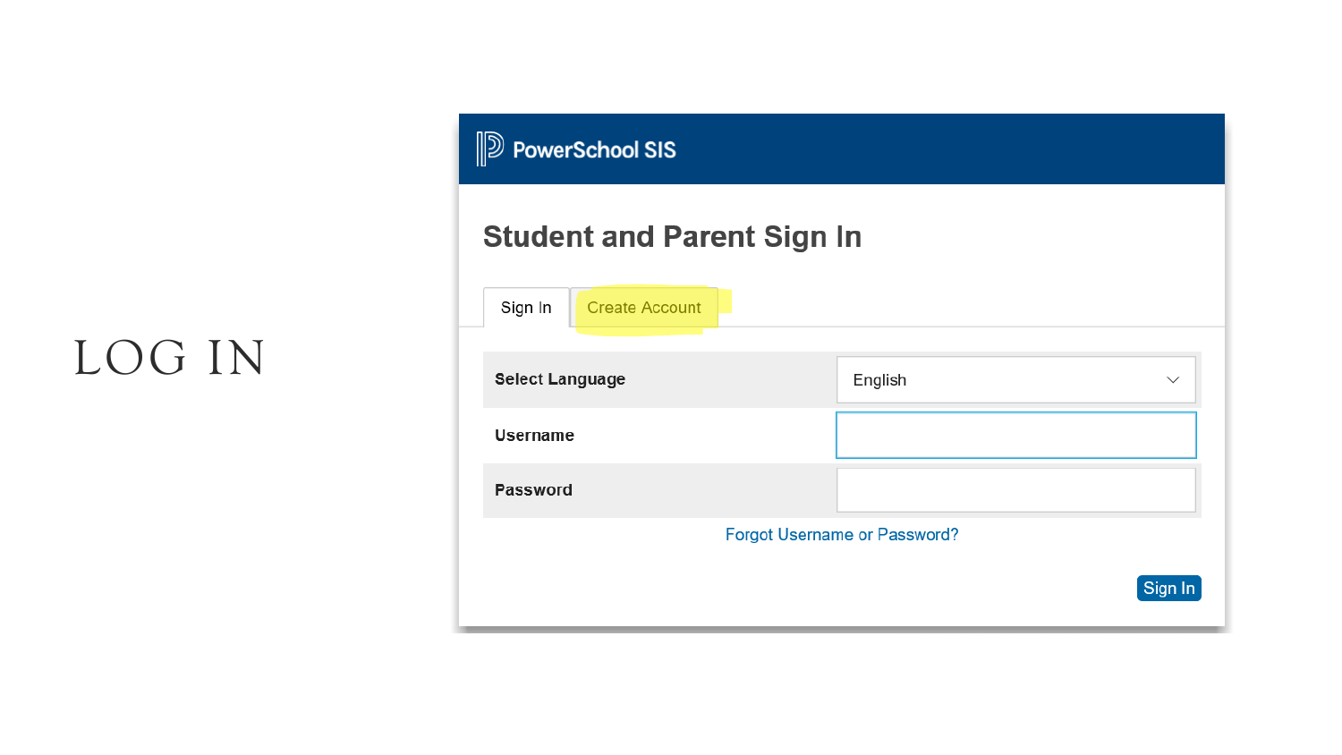# LOG IN

PowerSchool SIS

## Student and Parent Sign In

Sign In | Create Account

| Select Language | English |
|---|---|
| Username | |
| Password | |

Forgot Username or Password?

Sign In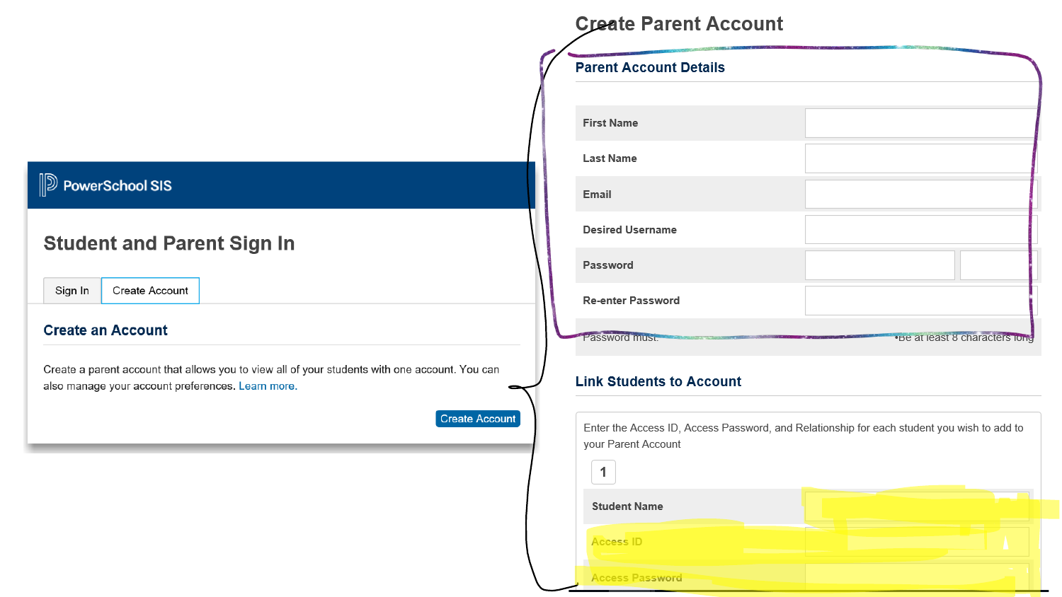PowerSchool SIS

## Student and Parent Sign In

Sign In | Create Account

### Create an Account

Create a parent account that allows you to view all of your students with one account. You can also manage your account preferences. Learn more.

Create Account

## Create Parent Account

### Parent Account Details

| | |
|---|---|
| First Name | |
| Last Name | |
| Email | |
| Desired Username | |
| Password | |
| Re-enter Password | |

Password must: •Be at least 8 characters long

### Link Students to Account

Enter the Access ID, Access Password, and Relationship for each student you wish to add to your Parent Account

1

| | |
|---|---|
| Student Name | |
| Access ID | |
| Access Password | |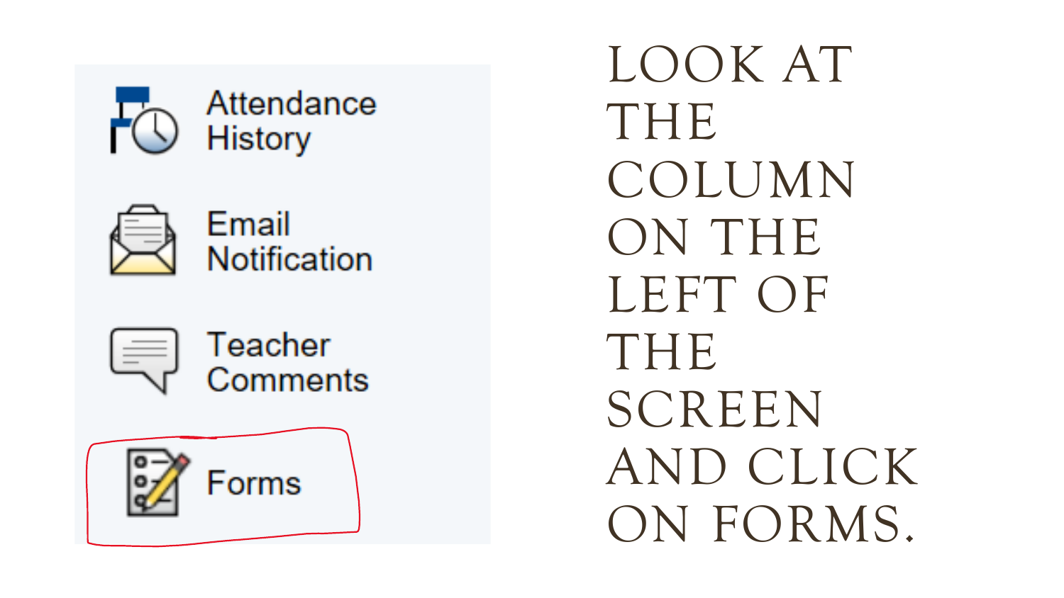Attendance History

Email Notification

Teacher Comments

Forms

LOOK AT THE COLUMN ON THE LEFT OF THE SCREEN AND CLICK ON FORMS.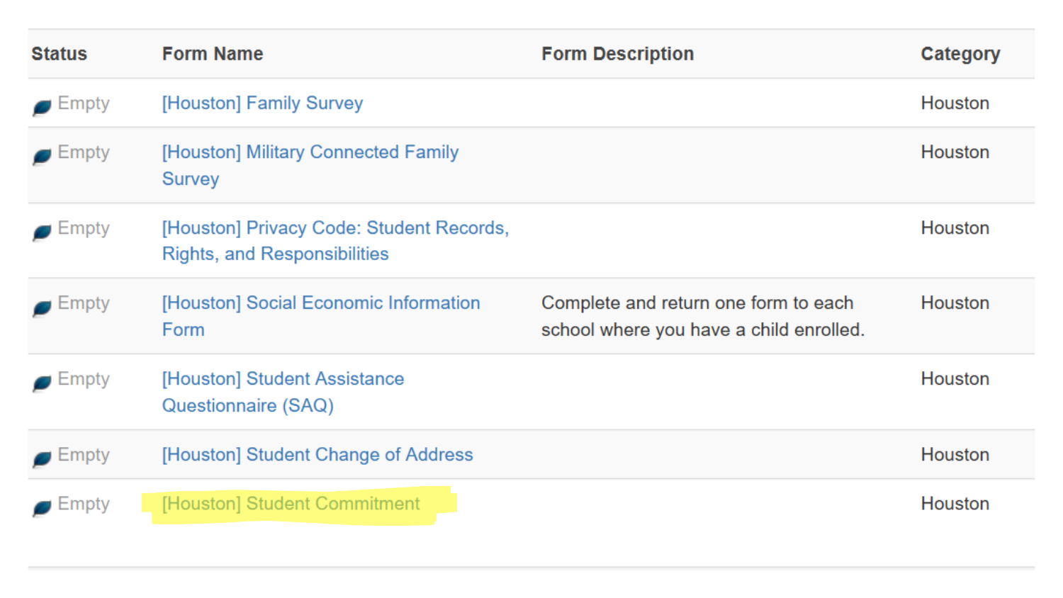| Status | Form Name | Form Description | Category |
| --- | --- | --- | --- |
| Empty | [Houston] Family Survey | | Houston |
| Empty | [Houston] Military Connected Family Survey | | Houston |
| Empty | [Houston] Privacy Code: Student Records, Rights, and Responsibilities | | Houston |
| Empty | [Houston] Social Economic Information Form | Complete and return one form to each school where you have a child enrolled. | Houston |
| Empty | [Houston] Student Assistance Questionnaire (SAQ) | | Houston |
| Empty | [Houston] Student Change of Address | | Houston |
| Empty | [Houston] Student Commitment | | Houston |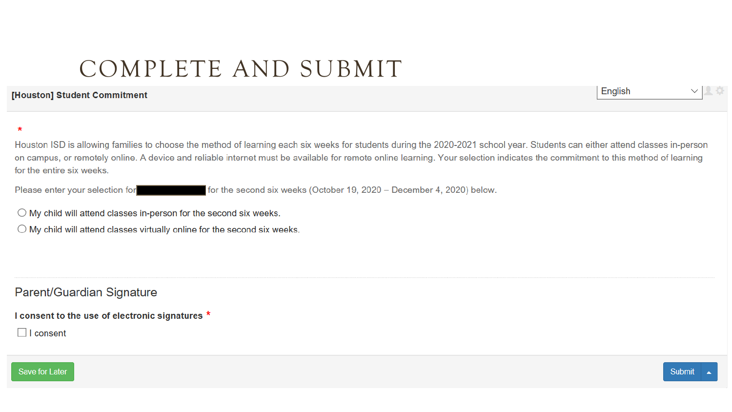# COMPLETE AND SUBMIT

**[Houston] Student Commitment**

English

*

Houston ISD is allowing families to choose the method of learning each six weeks for students during the 2020-2021 school year. Students can either attend classes in-person on campus, or remotely online. A device and reliable internet must be available for remote online learning. Your selection indicates the commitment to this method of learning for the entire six weeks.

Please enter your selection for ██████████ for the second six weeks (October 19, 2020 – December 4, 2020) below.

- ○ My child will attend classes in-person for the second six weeks.
- ○ My child will attend classes virtually online for the second six weeks.

## Parent/Guardian Signature

**I consent to the use of electronic signatures** *

☐ I consent

Save for Later

Submit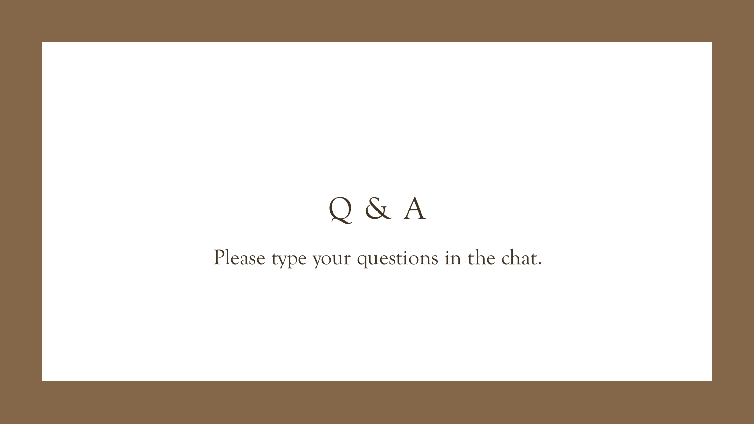# Q & A

Please type your questions in the chat.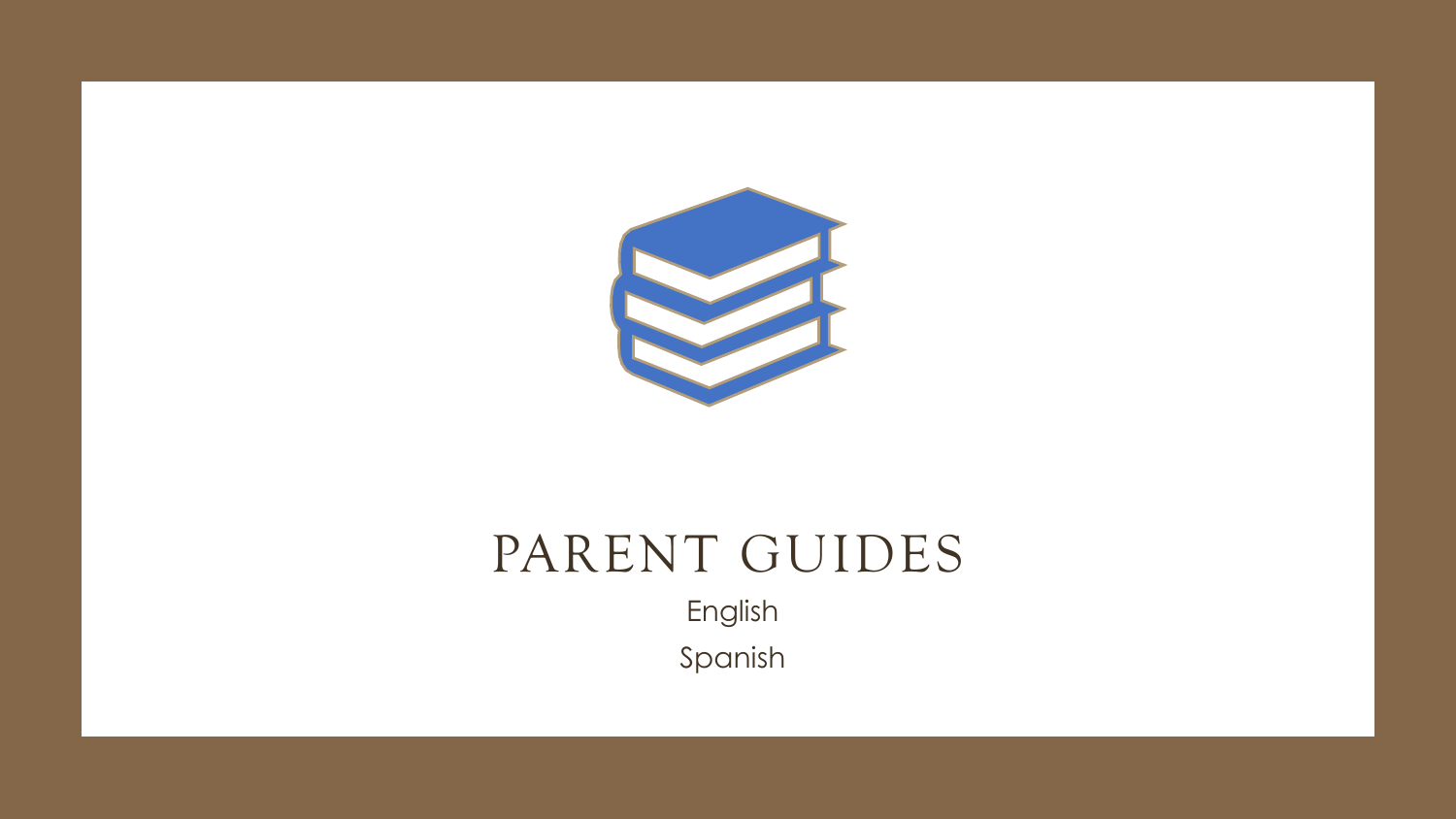# PARENT GUIDES

English

Spanish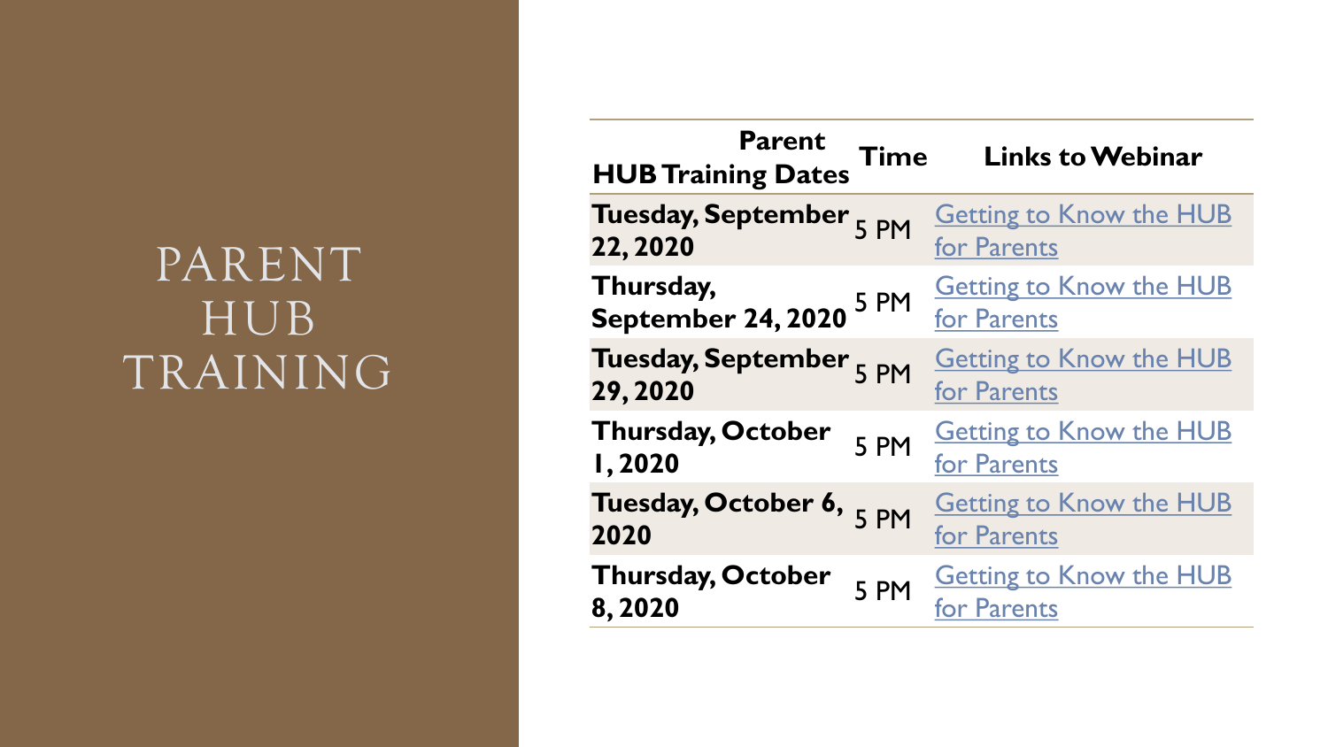# PARENT HUB TRAINING

| Parent HUB Training Dates | Time | Links to Webinar |
|---|---|---|
| **Tuesday, September 22, 2020** | 5 PM | Getting to Know the HUB for Parents |
| **Thursday, September 24, 2020** | 5 PM | Getting to Know the HUB for Parents |
| **Tuesday, September 29, 2020** | 5 PM | Getting to Know the HUB for Parents |
| **Thursday, October 1, 2020** | 5 PM | Getting to Know the HUB for Parents |
| **Tuesday, October 6, 2020** | 5 PM | Getting to Know the HUB for Parents |
| **Thursday, October 8, 2020** | 5 PM | Getting to Know the HUB for Parents |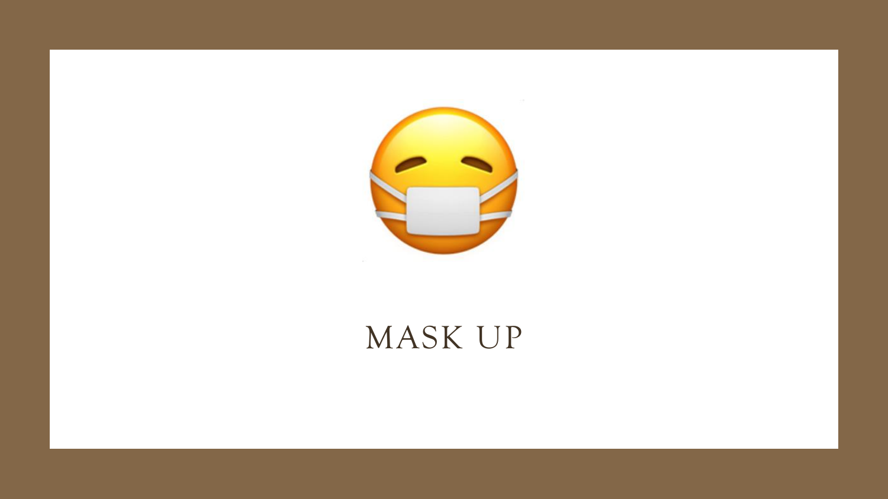MASK UP